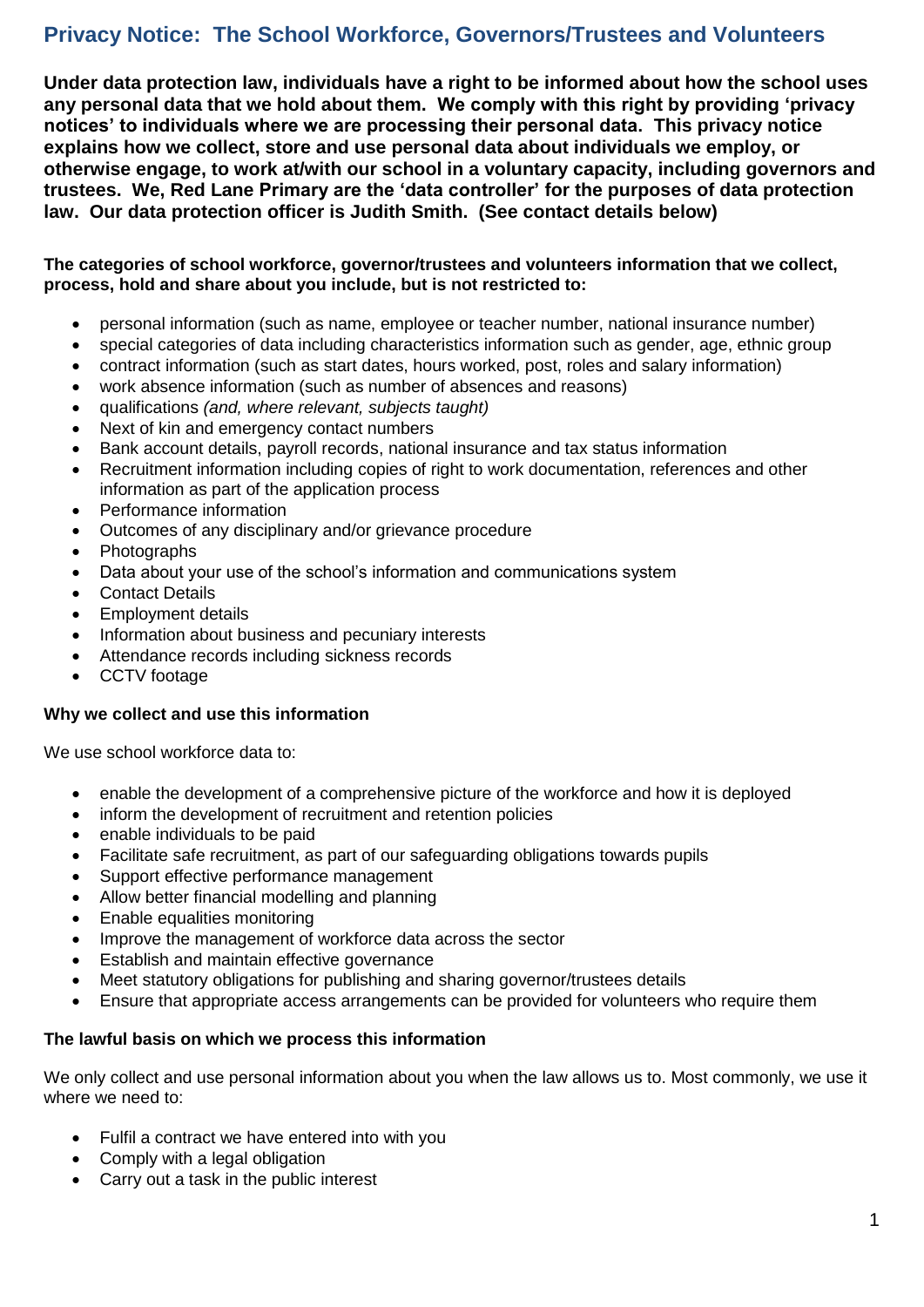# Privacy Notice: The School Workforce, Governors/Trustees and Volunteers

**Under data protection law, individuals have a right to be informed about how the school uses any personal data that we hold about them. We comply with this right by providing 'privacy notices' to individuals where we are processing their personal data. This privacy notice explains how we collect, store and use personal data about individuals we employ, or otherwise engage, to work at/with our school in a voluntary capacity, including governors and trustees. We, Red Lane Primary are the 'data controller' for the purposes of data protection law. Our data protection officer is Judith Smith. (See contact details below)**

**The categories of school workforce, governor/trustees and volunteers information that we collect, process, hold and share about you include, but is not restricted to:**

- personal information (such as name, employee or teacher number, national insurance number)
- special categories of data including characteristics information such as gender, age, ethnic group
- contract information (such as start dates, hours worked, post, roles and salary information)
- work absence information (such as number of absences and reasons)
- qualifications *(and, where relevant, subjects taught)*
- Next of kin and emergency contact numbers
- Bank account details, payroll records, national insurance and tax status information
- Recruitment information including copies of right to work documentation, references and other information as part of the application process
- Performance information
- Outcomes of any disciplinary and/or grievance procedure
- Photographs
- Data about your use of the school's information and communications system
- Contact Details
- Employment details
- Information about business and pecuniary interests
- Attendance records including sickness records
- CCTV footage

**Why we collect and use this information**

We use school workforce data to:

- enable the development of a comprehensive picture of the workforce and how it is deployed
- inform the development of recruitment and retention policies
- enable individuals to be paid
- Facilitate safe recruitment, as part of our safeguarding obligations towards pupils
- Support effective performance management
- Allow better financial modelling and planning
- Enable equalities monitoring
- Improve the management of workforce data across the sector
- Establish and maintain effective governance
- Meet statutory obligations for publishing and sharing governor/trustees details
- Ensure that appropriate access arrangements can be provided for volunteers who require them

**The lawful basis on which we process this information**

We only collect and use personal information about you when the law allows us to. Most commonly, we use it where we need to:

- Fulfil a contract we have entered into with you
- Comply with a legal obligation
- Carry out a task in the public interest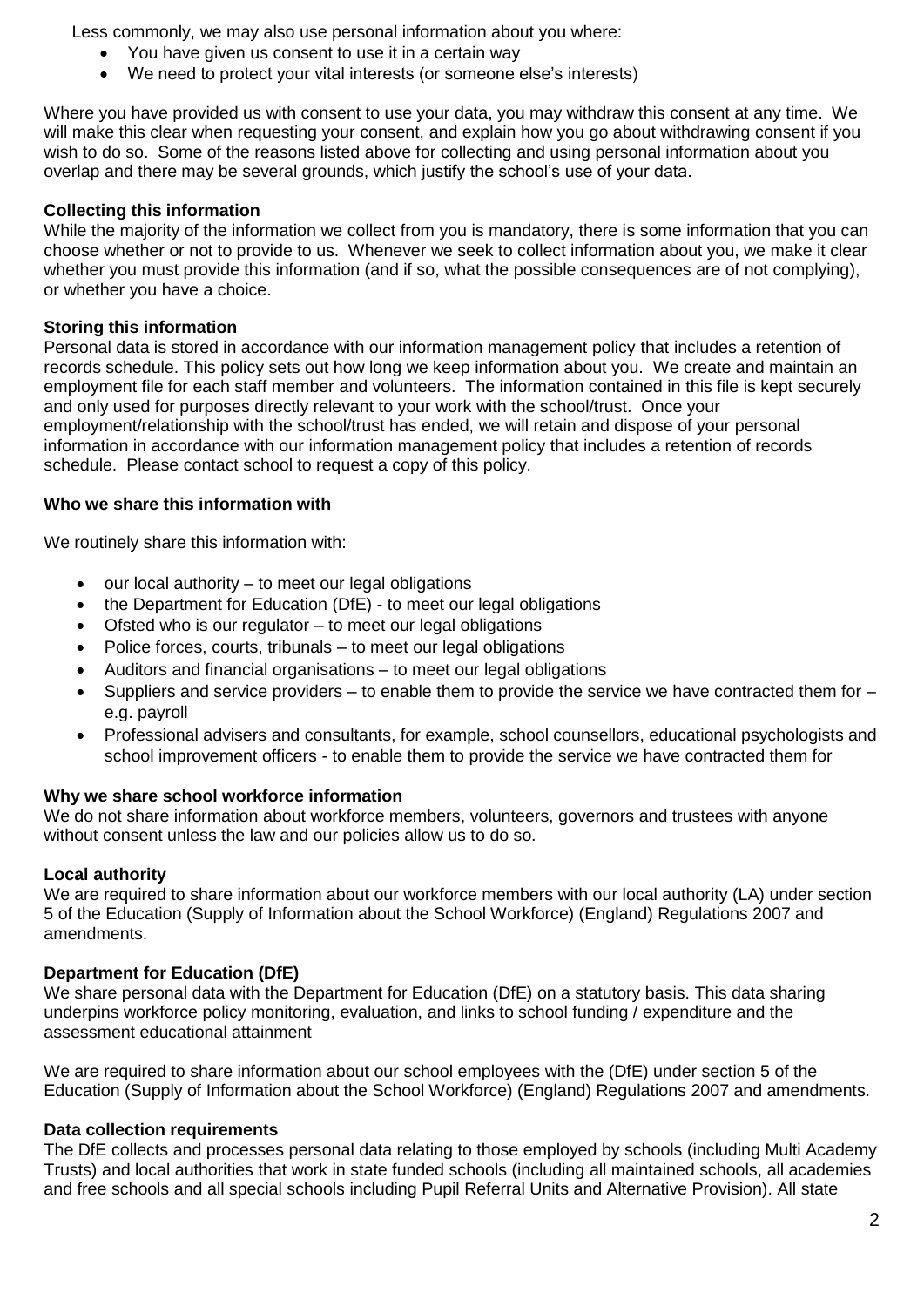Less commonly, we may also use personal information about you where:

- You have given us consent to use it in a certain way
- We need to protect your vital interests (or someone else's interests)

Where you have provided us with consent to use your data, you may withdraw this consent at any time. We will make this clear when requesting your consent, and explain how you go about withdrawing consent if you wish to do so. Some of the reasons listed above for collecting and using personal information about you overlap and there may be several grounds, which justify the school's use of your data.

**Collecting this information**

While the majority of the information we collect from you is mandatory, there is some information that you can choose whether or not to provide to us. Whenever we seek to collect information about you, we make it clear whether you must provide this information (and if so, what the possible consequences are of not complying), or whether you have a choice.

**Storing this information**

Personal data is stored in accordance with our information management policy that includes a retention of records schedule. This policy sets out how long we keep information about you. We create and maintain an employment file for each staff member and volunteers. The information contained in this file is kept securely and only used for purposes directly relevant to your work with the school/trust. Once your employment/relationship with the school/trust has ended, we will retain and dispose of your personal information in accordance with our information management policy that includes a retention of records schedule. Please contact school to request a copy of this policy.

**Who we share this information with**

We routinely share this information with:

- our local authority – to meet our legal obligations
- the Department for Education (DfE) - to meet our legal obligations
- Ofsted who is our regulator – to meet our legal obligations
- Police forces, courts, tribunals – to meet our legal obligations
- Auditors and financial organisations – to meet our legal obligations
- Suppliers and service providers – to enable them to provide the service we have contracted them for – e.g. payroll
- Professional advisers and consultants, for example, school counsellors, educational psychologists and school improvement officers - to enable them to provide the service we have contracted them for

**Why we share school workforce information**

We do not share information about workforce members, volunteers, governors and trustees with anyone without consent unless the law and our policies allow us to do so.

**Local authority**

We are required to share information about our workforce members with our local authority (LA) under section 5 of the Education (Supply of Information about the School Workforce) (England) Regulations 2007 and amendments.

**Department for Education (DfE)**

We share personal data with the Department for Education (DfE) on a statutory basis. This data sharing underpins workforce policy monitoring, evaluation, and links to school funding / expenditure and the assessment educational attainment

We are required to share information about our school employees with the (DfE) under section 5 of the Education (Supply of Information about the School Workforce) (England) Regulations 2007 and amendments.

**Data collection requirements**

The DfE collects and processes personal data relating to those employed by schools (including Multi Academy Trusts) and local authorities that work in state funded schools (including all maintained schools, all academies and free schools and all special schools including Pupil Referral Units and Alternative Provision). All state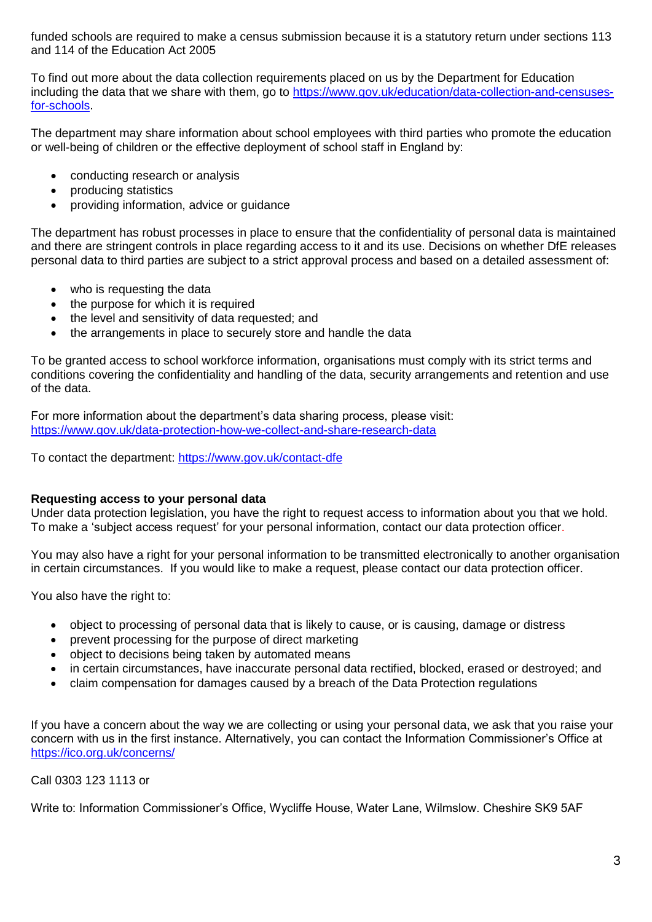funded schools are required to make a census submission because it is a statutory return under sections 113 and 114 of the Education Act 2005

To find out more about the data collection requirements placed on us by the Department for Education including the data that we share with them, go to [https://www.gov.uk/education/data-collection-and-censuses-for-schools](https://www.gov.uk/education/data-collection-and-censuses-for-schools).

The department may share information about school employees with third parties who promote the education or well-being of children or the effective deployment of school staff in England by:

- conducting research or analysis
- producing statistics
- providing information, advice or guidance

The department has robust processes in place to ensure that the confidentiality of personal data is maintained and there are stringent controls in place regarding access to it and its use. Decisions on whether DfE releases personal data to third parties are subject to a strict approval process and based on a detailed assessment of:

- who is requesting the data
- the purpose for which it is required
- the level and sensitivity of data requested; and
- the arrangements in place to securely store and handle the data

To be granted access to school workforce information, organisations must comply with its strict terms and conditions covering the confidentiality and handling of the data, security arrangements and retention and use of the data.

For more information about the department's data sharing process, please visit: [https://www.gov.uk/data-protection-how-we-collect-and-share-research-data](https://www.gov.uk/data-protection-how-we-collect-and-share-research-data)

To contact the department: [https://www.gov.uk/contact-dfe](https://www.gov.uk/contact-dfe)

**Requesting access to your personal data**

Under data protection legislation, you have the right to request access to information about you that we hold. To make a 'subject access request' for your personal information, contact our data protection officer.

You may also have a right for your personal information to be transmitted electronically to another organisation in certain circumstances. If you would like to make a request, please contact our data protection officer.

You also have the right to:

- object to processing of personal data that is likely to cause, or is causing, damage or distress
- prevent processing for the purpose of direct marketing
- object to decisions being taken by automated means
- in certain circumstances, have inaccurate personal data rectified, blocked, erased or destroyed; and
- claim compensation for damages caused by a breach of the Data Protection regulations

If you have a concern about the way we are collecting or using your personal data, we ask that you raise your concern with us in the first instance. Alternatively, you can contact the Information Commissioner's Office at [https://ico.org.uk/concerns/](https://ico.org.uk/concerns/)

Call 0303 123 1113 or

Write to: Information Commissioner's Office, Wycliffe House, Water Lane, Wilmslow. Cheshire SK9 5AF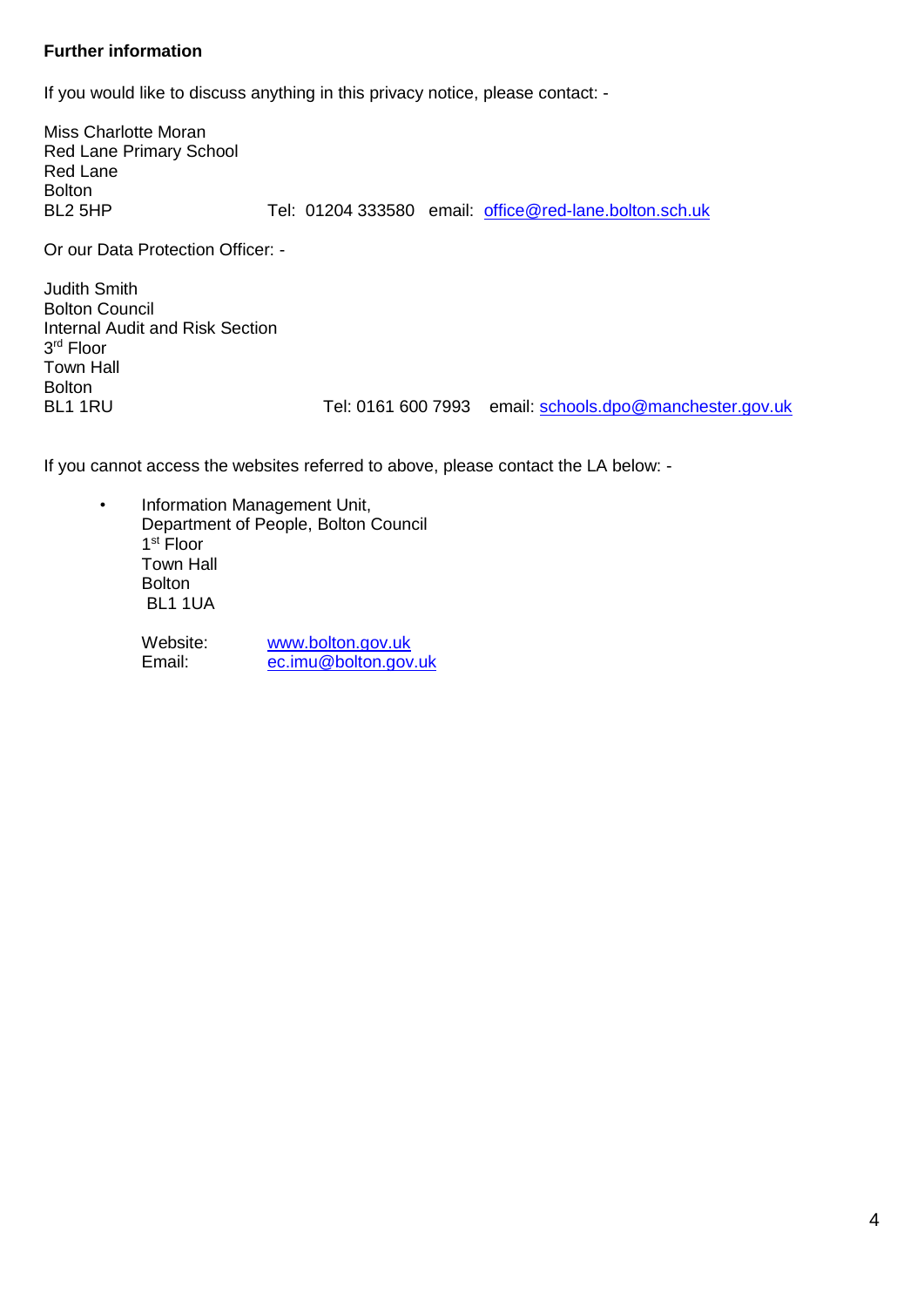**Further information**

If you would like to discuss anything in this privacy notice, please contact: -

Miss Charlotte Moran
Red Lane Primary School
Red Lane
Bolton
BL2 5HP Tel: 01204 333580 email: office@red-lane.bolton.sch.uk

Or our Data Protection Officer: -

Judith Smith
Bolton Council
Internal Audit and Risk Section
3rd Floor
Town Hall
Bolton
BL1 1RU Tel: 0161 600 7993 email: schools.dpo@manchester.gov.uk

If you cannot access the websites referred to above, please contact the LA below: -

- Information Management Unit,
  Department of People, Bolton Council
  1st Floor
  Town Hall
  Bolton
  BL1 1UA

  Website: www.bolton.gov.uk
  Email: ec.imu@bolton.gov.uk